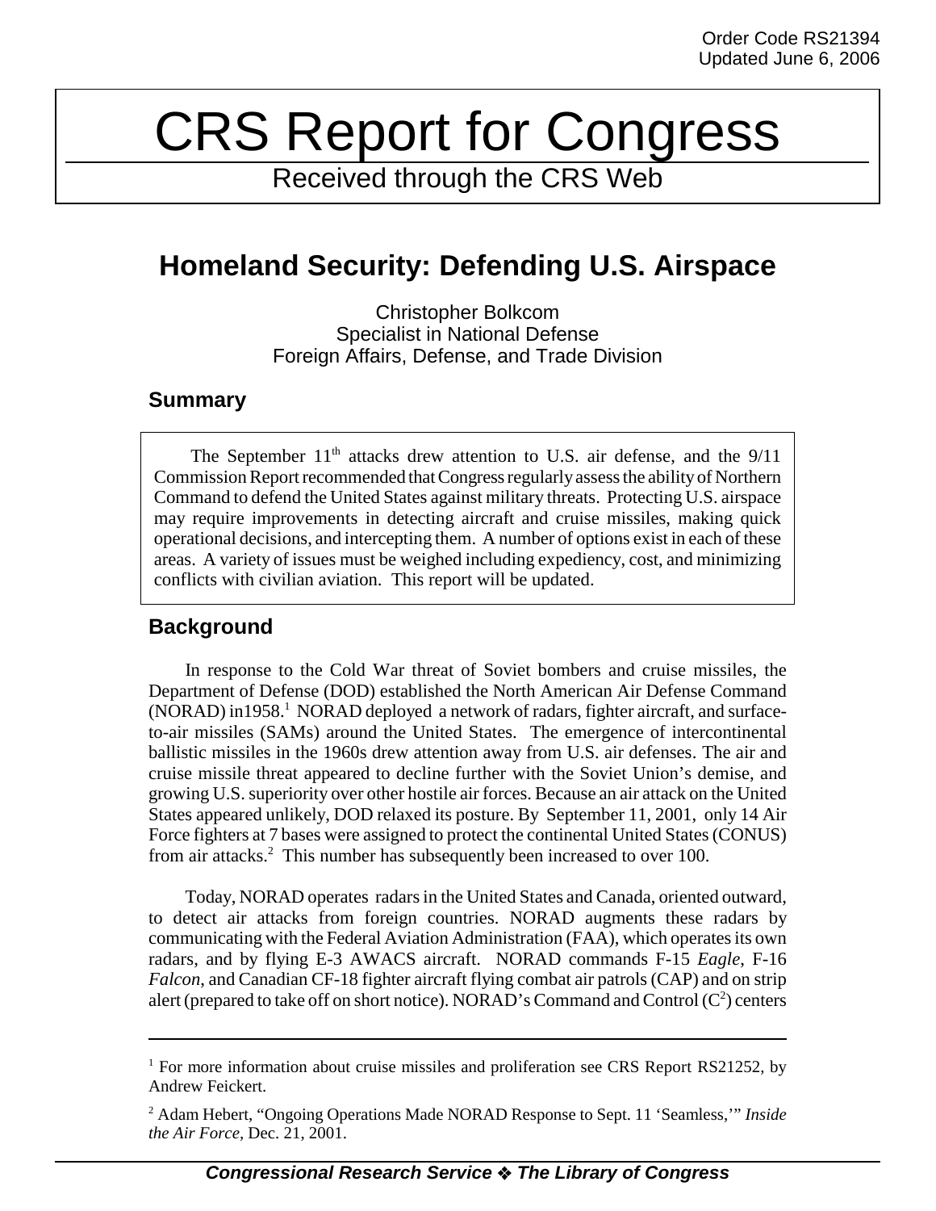Order Code RS21394
Updated June 6, 2006

# CRS Report for Congress

Received through the CRS Web

## Homeland Security: Defending U.S. Airspace

Christopher Bolkcom
Specialist in National Defense
Foreign Affairs, Defense, and Trade Division

### Summary

The September 11th attacks drew attention to U.S. air defense, and the 9/11 Commission Report recommended that Congress regularly assess the ability of Northern Command to defend the United States against military threats. Protecting U.S. airspace may require improvements in detecting aircraft and cruise missiles, making quick operational decisions, and intercepting them. A number of options exist in each of these areas. A variety of issues must be weighed including expediency, cost, and minimizing conflicts with civilian aviation. This report will be updated.

### Background

In response to the Cold War threat of Soviet bombers and cruise missiles, the Department of Defense (DOD) established the North American Air Defense Command (NORAD) in1958.[1] NORAD deployed a network of radars, fighter aircraft, and surface-to-air missiles (SAMs) around the United States. The emergence of intercontinental ballistic missiles in the 1960s drew attention away from U.S. air defenses. The air and cruise missile threat appeared to decline further with the Soviet Union's demise, and growing U.S. superiority over other hostile air forces. Because an air attack on the United States appeared unlikely, DOD relaxed its posture. By September 11, 2001, only 14 Air Force fighters at 7 bases were assigned to protect the continental United States (CONUS) from air attacks.[2] This number has subsequently been increased to over 100.

Today, NORAD operates radars in the United States and Canada, oriented outward, to detect air attacks from foreign countries. NORAD augments these radars by communicating with the Federal Aviation Administration (FAA), which operates its own radars, and by flying E-3 AWACS aircraft. NORAD commands F-15 *Eagle*, F-16 *Falcon*, and Canadian CF-18 fighter aircraft flying combat air patrols (CAP) and on strip alert (prepared to take off on short notice). NORAD's Command and Control ($C^2$) centers

---

[1] For more information about cruise missiles and proliferation see CRS Report RS21252, by Andrew Feickert.

[2] Adam Hebert, "Ongoing Operations Made NORAD Response to Sept. 11 'Seamless,'" *Inside the Air Force*, Dec. 21, 2001.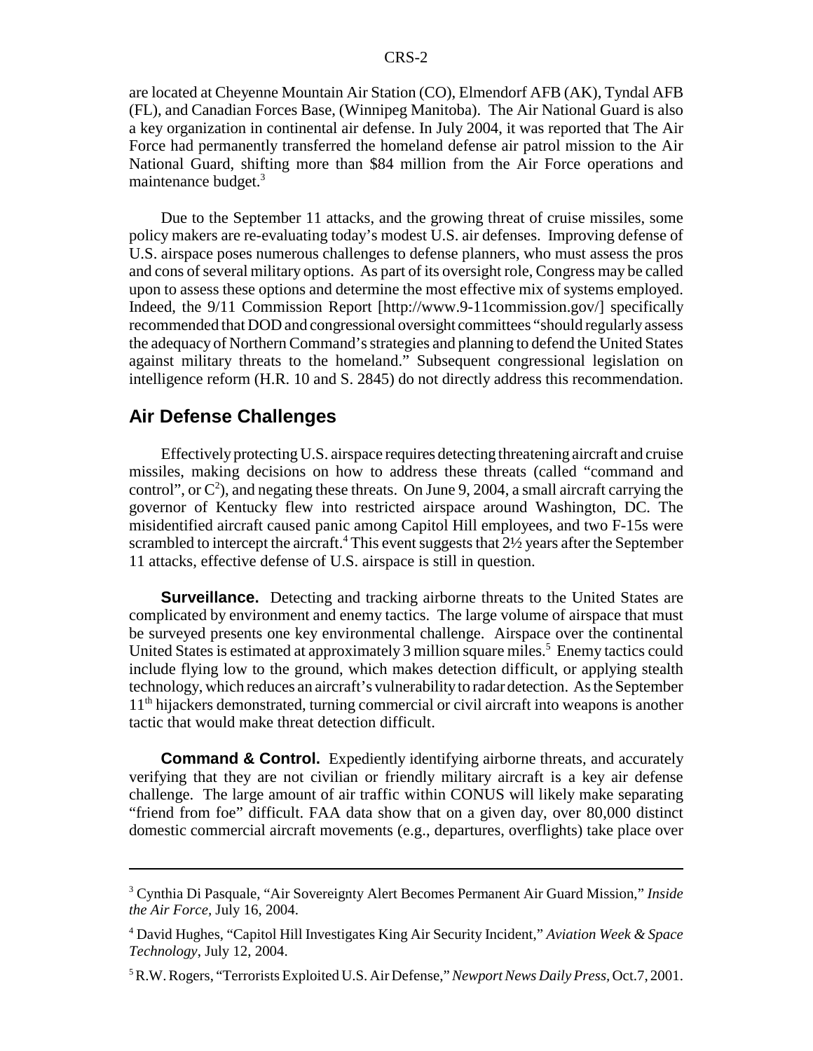are located at Cheyenne Mountain Air Station (CO), Elmendorf AFB (AK), Tyndal AFB (FL), and Canadian Forces Base, (Winnipeg Manitoba). The Air National Guard is also a key organization in continental air defense. In July 2004, it was reported that The Air Force had permanently transferred the homeland defense air patrol mission to the Air National Guard, shifting more than $84 million from the Air Force operations and maintenance budget.[3]

Due to the September 11 attacks, and the growing threat of cruise missiles, some policy makers are re-evaluating today's modest U.S. air defenses. Improving defense of U.S. airspace poses numerous challenges to defense planners, who must assess the pros and cons of several military options. As part of its oversight role, Congress may be called upon to assess these options and determine the most effective mix of systems employed. Indeed, the 9/11 Commission Report [http://www.9-11commission.gov/] specifically recommended that DOD and congressional oversight committees "should regularly assess the adequacy of Northern Command's strategies and planning to defend the United States against military threats to the homeland." Subsequent congressional legislation on intelligence reform (H.R. 10 and S. 2845) do not directly address this recommendation.

## Air Defense Challenges

Effectively protecting U.S. airspace requires detecting threatening aircraft and cruise missiles, making decisions on how to address these threats (called "command and control", or $C^2$), and negating these threats. On June 9, 2004, a small aircraft carrying the governor of Kentucky flew into restricted airspace around Washington, DC. The misidentified aircraft caused panic among Capitol Hill employees, and two F-15s were scrambled to intercept the aircraft.[4] This event suggests that 2½ years after the September 11 attacks, effective defense of U.S. airspace is still in question.

**Surveillance.** Detecting and tracking airborne threats to the United States are complicated by environment and enemy tactics. The large volume of airspace that must be surveyed presents one key environmental challenge. Airspace over the continental United States is estimated at approximately 3 million square miles.[5] Enemy tactics could include flying low to the ground, which makes detection difficult, or applying stealth technology, which reduces an aircraft's vulnerability to radar detection. As the September 11th hijackers demonstrated, turning commercial or civil aircraft into weapons is another tactic that would make threat detection difficult.

**Command & Control.** Expediently identifying airborne threats, and accurately verifying that they are not civilian or friendly military aircraft is a key air defense challenge. The large amount of air traffic within CONUS will likely make separating "friend from foe" difficult. FAA data show that on a given day, over 80,000 distinct domestic commercial aircraft movements (e.g., departures, overflights) take place over

---

[3] Cynthia Di Pasquale, "Air Sovereignty Alert Becomes Permanent Air Guard Mission," *Inside the Air Force*, July 16, 2004.

[4] David Hughes, "Capitol Hill Investigates King Air Security Incident," *Aviation Week & Space Technology*, July 12, 2004.

[5] R.W. Rogers, "Terrorists Exploited U.S. Air Defense," *Newport News Daily Press*, Oct.7, 2001.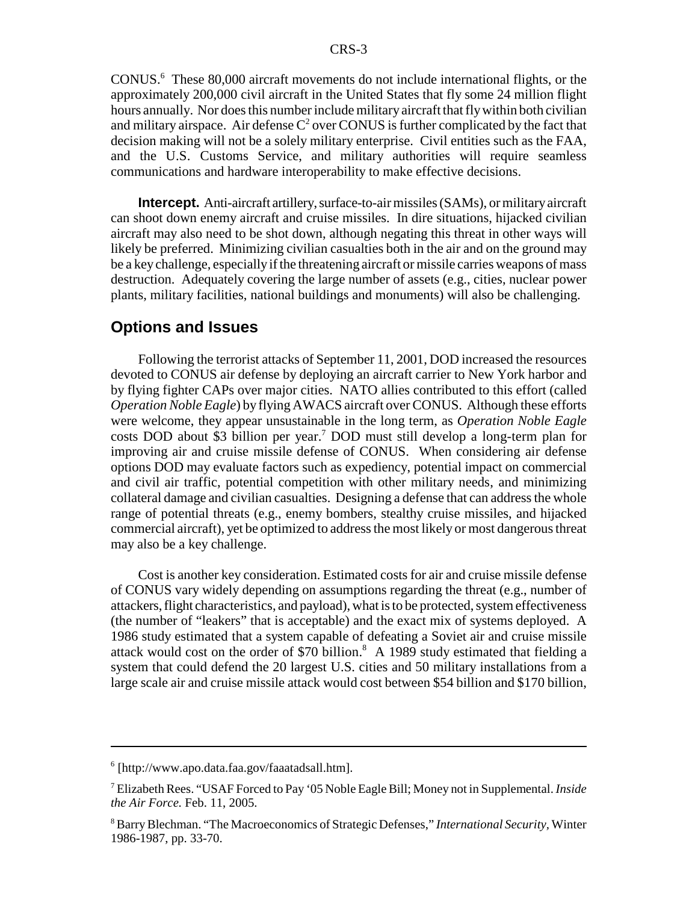CONUS.[6] These 80,000 aircraft movements do not include international flights, or the approximately 200,000 civil aircraft in the United States that fly some 24 million flight hours annually. Nor does this number include military aircraft that fly within both civilian and military airspace. Air defense $C^2$ over CONUS is further complicated by the fact that decision making will not be a solely military enterprise. Civil entities such as the FAA, and the U.S. Customs Service, and military authorities will require seamless communications and hardware interoperability to make effective decisions.

**Intercept.** Anti-aircraft artillery, surface-to-air missiles (SAMs), or military aircraft can shoot down enemy aircraft and cruise missiles. In dire situations, hijacked civilian aircraft may also need to be shot down, although negating this threat in other ways will likely be preferred. Minimizing civilian casualties both in the air and on the ground may be a key challenge, especially if the threatening aircraft or missile carries weapons of mass destruction. Adequately covering the large number of assets (e.g., cities, nuclear power plants, military facilities, national buildings and monuments) will also be challenging.

## Options and Issues

Following the terrorist attacks of September 11, 2001, DOD increased the resources devoted to CONUS air defense by deploying an aircraft carrier to New York harbor and by flying fighter CAPs over major cities. NATO allies contributed to this effort (called *Operation Noble Eagle*) by flying AWACS aircraft over CONUS. Although these efforts were welcome, they appear unsustainable in the long term, as *Operation Noble Eagle* costs DOD about $3 billion per year.[7] DOD must still develop a long-term plan for improving air and cruise missile defense of CONUS. When considering air defense options DOD may evaluate factors such as expediency, potential impact on commercial and civil air traffic, potential competition with other military needs, and minimizing collateral damage and civilian casualties. Designing a defense that can address the whole range of potential threats (e.g., enemy bombers, stealthy cruise missiles, and hijacked commercial aircraft), yet be optimized to address the most likely or most dangerous threat may also be a key challenge.

Cost is another key consideration. Estimated costs for air and cruise missile defense of CONUS vary widely depending on assumptions regarding the threat (e.g., number of attackers, flight characteristics, and payload), what is to be protected, system effectiveness (the number of "leakers" that is acceptable) and the exact mix of systems deployed. A 1986 study estimated that a system capable of defeating a Soviet air and cruise missile attack would cost on the order of $70 billion.[8] A 1989 study estimated that fielding a system that could defend the 20 largest U.S. cities and 50 military installations from a large scale air and cruise missile attack would cost between $54 billion and $170 billion,

---

[6] [http://www.apo.data.faa.gov/faaatadsall.htm].

[7] Elizabeth Rees. "USAF Forced to Pay '05 Noble Eagle Bill; Money not in Supplemental. *Inside the Air Force.* Feb. 11, 2005.

[8] Barry Blechman. "The Macroeconomics of Strategic Defenses," *International Security,* Winter 1986-1987, pp. 33-70.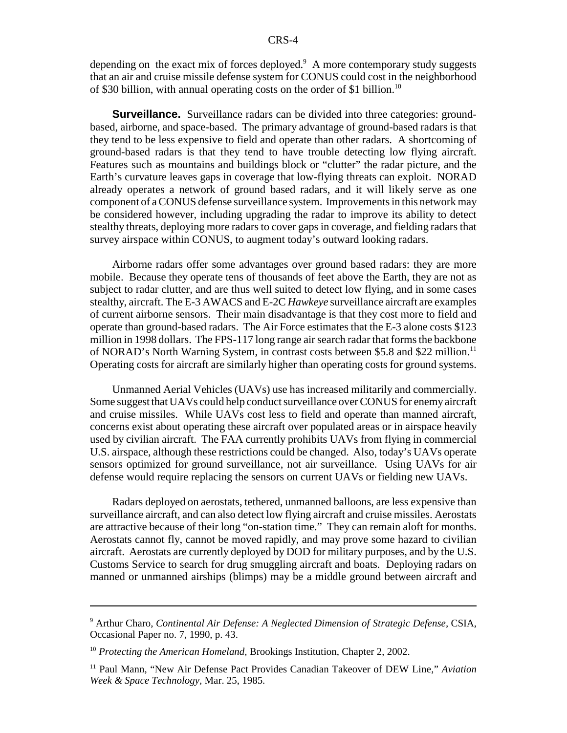depending on the exact mix of forces deployed.[9] A more contemporary study suggests that an air and cruise missile defense system for CONUS could cost in the neighborhood of $30 billion, with annual operating costs on the order of $1 billion.[10]

**Surveillance.** Surveillance radars can be divided into three categories: ground-based, airborne, and space-based. The primary advantage of ground-based radars is that they tend to be less expensive to field and operate than other radars. A shortcoming of ground-based radars is that they tend to have trouble detecting low flying aircraft. Features such as mountains and buildings block or "clutter" the radar picture, and the Earth's curvature leaves gaps in coverage that low-flying threats can exploit. NORAD already operates a network of ground based radars, and it will likely serve as one component of a CONUS defense surveillance system. Improvements in this network may be considered however, including upgrading the radar to improve its ability to detect stealthy threats, deploying more radars to cover gaps in coverage, and fielding radars that survey airspace within CONUS, to augment today's outward looking radars.

Airborne radars offer some advantages over ground based radars: they are more mobile. Because they operate tens of thousands of feet above the Earth, they are not as subject to radar clutter, and are thus well suited to detect low flying, and in some cases stealthy, aircraft. The E-3 AWACS and E-2C *Hawkeye* surveillance aircraft are examples of current airborne sensors. Their main disadvantage is that they cost more to field and operate than ground-based radars. The Air Force estimates that the E-3 alone costs $123 million in 1998 dollars. The FPS-117 long range air search radar that forms the backbone of NORAD's North Warning System, in contrast costs between $5.8 and $22 million.[11] Operating costs for aircraft are similarly higher than operating costs for ground systems.

Unmanned Aerial Vehicles (UAVs) use has increased militarily and commercially. Some suggest that UAVs could help conduct surveillance over CONUS for enemy aircraft and cruise missiles. While UAVs cost less to field and operate than manned aircraft, concerns exist about operating these aircraft over populated areas or in airspace heavily used by civilian aircraft. The FAA currently prohibits UAVs from flying in commercial U.S. airspace, although these restrictions could be changed. Also, today's UAVs operate sensors optimized for ground surveillance, not air surveillance. Using UAVs for air defense would require replacing the sensors on current UAVs or fielding new UAVs.

Radars deployed on aerostats, tethered, unmanned balloons, are less expensive than surveillance aircraft, and can also detect low flying aircraft and cruise missiles. Aerostats are attractive because of their long "on-station time." They can remain aloft for months. Aerostats cannot fly, cannot be moved rapidly, and may prove some hazard to civilian aircraft. Aerostats are currently deployed by DOD for military purposes, and by the U.S. Customs Service to search for drug smuggling aircraft and boats. Deploying radars on manned or unmanned airships (blimps) may be a middle ground between aircraft and

---

[9] Arthur Charo, *Continental Air Defense: A Neglected Dimension of Strategic Defense*, CSIA, Occasional Paper no. 7, 1990, p. 43.

[10] *Protecting the American Homeland*, Brookings Institution, Chapter 2, 2002.

[11] Paul Mann, "New Air Defense Pact Provides Canadian Takeover of DEW Line," *Aviation Week & Space Technology*, Mar. 25, 1985.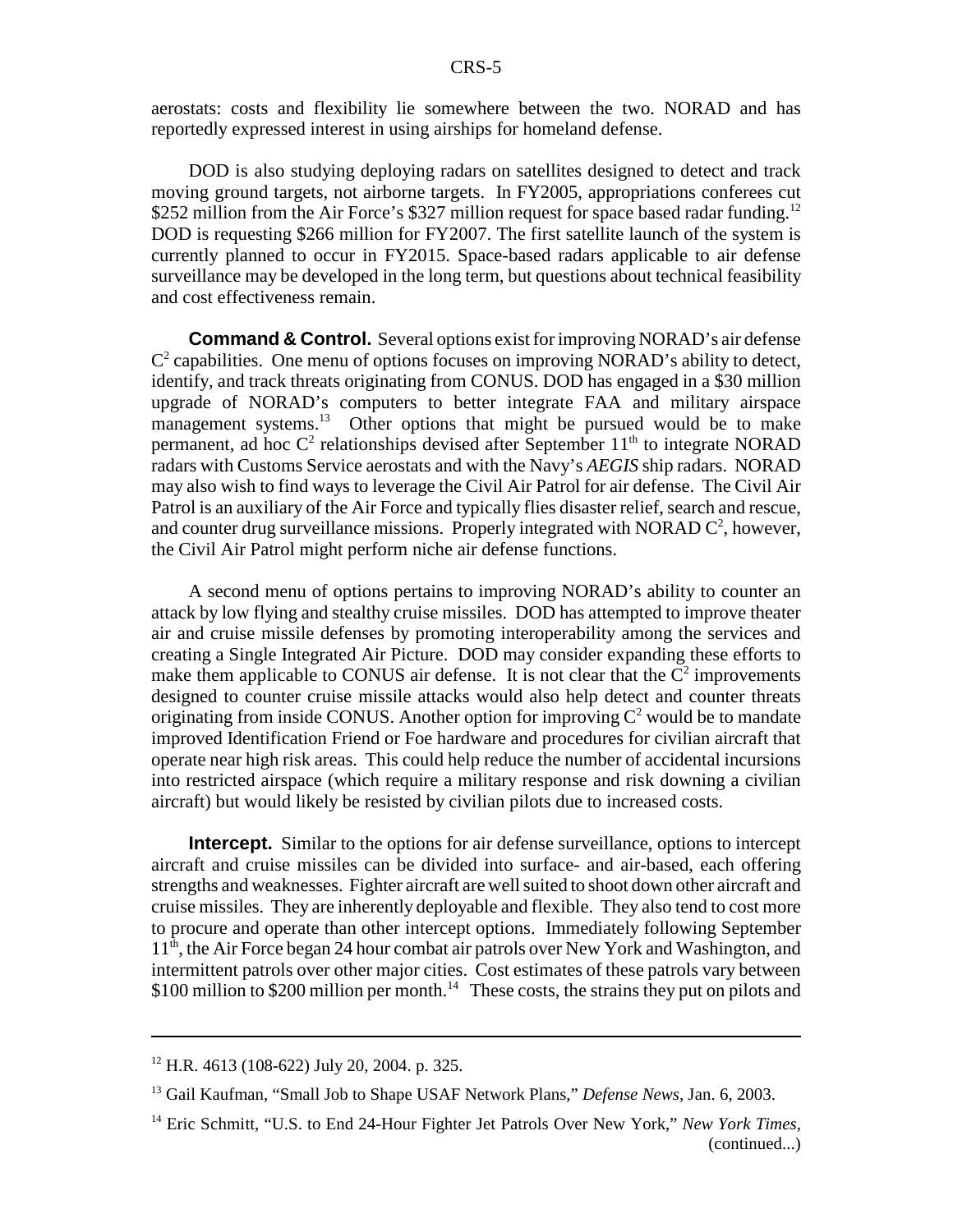aerostats: costs and flexibility lie somewhere between the two. NORAD and has reportedly expressed interest in using airships for homeland defense.

DOD is also studying deploying radars on satellites designed to detect and track moving ground targets, not airborne targets. In FY2005, appropriations conferees cut \$252 million from the Air Force's \$327 million request for space based radar funding.[12] DOD is requesting \$266 million for FY2007. The first satellite launch of the system is currently planned to occur in FY2015. Space-based radars applicable to air defense surveillance may be developed in the long term, but questions about technical feasibility and cost effectiveness remain.

**Command & Control.** Several options exist for improving NORAD's air defense $C^2$ capabilities. One menu of options focuses on improving NORAD's ability to detect, identify, and track threats originating from CONUS. DOD has engaged in a \$30 million upgrade of NORAD's computers to better integrate FAA and military airspace management systems.[13] Other options that might be pursued would be to make permanent, ad hoc $C^2$ relationships devised after September 11th to integrate NORAD radars with Customs Service aerostats and with the Navy's *AEGIS* ship radars. NORAD may also wish to find ways to leverage the Civil Air Patrol for air defense. The Civil Air Patrol is an auxiliary of the Air Force and typically flies disaster relief, search and rescue, and counter drug surveillance missions. Properly integrated with NORAD $C^2$, however, the Civil Air Patrol might perform niche air defense functions.

A second menu of options pertains to improving NORAD's ability to counter an attack by low flying and stealthy cruise missiles. DOD has attempted to improve theater air and cruise missile defenses by promoting interoperability among the services and creating a Single Integrated Air Picture. DOD may consider expanding these efforts to make them applicable to CONUS air defense. It is not clear that the $C^2$ improvements designed to counter cruise missile attacks would also help detect and counter threats originating from inside CONUS. Another option for improving $C^2$ would be to mandate improved Identification Friend or Foe hardware and procedures for civilian aircraft that operate near high risk areas. This could help reduce the number of accidental incursions into restricted airspace (which require a military response and risk downing a civilian aircraft) but would likely be resisted by civilian pilots due to increased costs.

**Intercept.** Similar to the options for air defense surveillance, options to intercept aircraft and cruise missiles can be divided into surface- and air-based, each offering strengths and weaknesses. Fighter aircraft are well suited to shoot down other aircraft and cruise missiles. They are inherently deployable and flexible. They also tend to cost more to procure and operate than other intercept options. Immediately following September 11th, the Air Force began 24 hour combat air patrols over New York and Washington, and intermittent patrols over other major cities. Cost estimates of these patrols vary between \$100 million to \$200 million per month.[14] These costs, the strains they put on pilots and

---

[12] H.R. 4613 (108-622) July 20, 2004. p. 325.

[13] Gail Kaufman, "Small Job to Shape USAF Network Plans," *Defense News*, Jan. 6, 2003.

[14] Eric Schmitt, "U.S. to End 24-Hour Fighter Jet Patrols Over New York," *New York Times*, (continued...)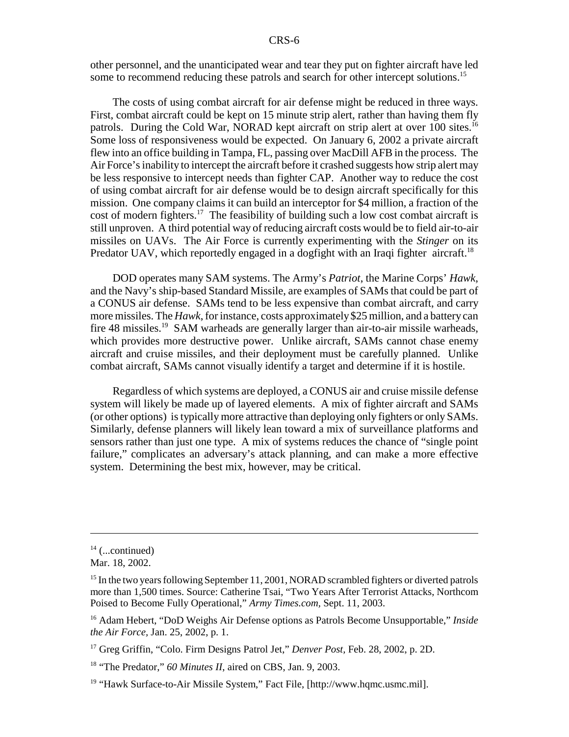other personnel, and the unanticipated wear and tear they put on fighter aircraft have led some to recommend reducing these patrols and search for other intercept solutions.[15]

The costs of using combat aircraft for air defense might be reduced in three ways. First, combat aircraft could be kept on 15 minute strip alert, rather than having them fly patrols. During the Cold War, NORAD kept aircraft on strip alert at over 100 sites.[16] Some loss of responsiveness would be expected. On January 6, 2002 a private aircraft flew into an office building in Tampa, FL, passing over MacDill AFB in the process. The Air Force's inability to intercept the aircraft before it crashed suggests how strip alert may be less responsive to intercept needs than fighter CAP. Another way to reduce the cost of using combat aircraft for air defense would be to design aircraft specifically for this mission. One company claims it can build an interceptor for $4 million, a fraction of the cost of modern fighters.[17] The feasibility of building such a low cost combat aircraft is still unproven. A third potential way of reducing aircraft costs would be to field air-to-air missiles on UAVs. The Air Force is currently experimenting with the *Stinger* on its Predator UAV, which reportedly engaged in a dogfight with an Iraqi fighter aircraft.[18]

DOD operates many SAM systems. The Army's *Patriot*, the Marine Corps' *Hawk*, and the Navy's ship-based Standard Missile, are examples of SAMs that could be part of a CONUS air defense. SAMs tend to be less expensive than combat aircraft, and carry more missiles. The *Hawk*, for instance, costs approximately $25 million, and a battery can fire 48 missiles.[19] SAM warheads are generally larger than air-to-air missile warheads, which provides more destructive power. Unlike aircraft, SAMs cannot chase enemy aircraft and cruise missiles, and their deployment must be carefully planned. Unlike combat aircraft, SAMs cannot visually identify a target and determine if it is hostile.

Regardless of which systems are deployed, a CONUS air and cruise missile defense system will likely be made up of layered elements. A mix of fighter aircraft and SAMs (or other options) is typically more attractive than deploying only fighters or only SAMs. Similarly, defense planners will likely lean toward a mix of surveillance platforms and sensors rather than just one type. A mix of systems reduces the chance of "single point failure," complicates an adversary's attack planning, and can make a more effective system. Determining the best mix, however, may be critical.

---

[14] (...continued)
Mar. 18, 2002.

[15] In the two years following September 11, 2001, NORAD scrambled fighters or diverted patrols more than 1,500 times. Source: Catherine Tsai, "Two Years After Terrorist Attacks, Northcom Poised to Become Fully Operational," *Army Times.com*, Sept. 11, 2003.

[16] Adam Hebert, "DoD Weighs Air Defense options as Patrols Become Unsupportable," *Inside the Air Force*, Jan. 25, 2002, p. 1.

[17] Greg Griffin, "Colo. Firm Designs Patrol Jet," *Denver Post*, Feb. 28, 2002, p. 2D.

[18] "The Predator," *60 Minutes II*, aired on CBS, Jan. 9, 2003.

[19] "Hawk Surface-to-Air Missile System," Fact File, [http://www.hqmc.usmc.mil].